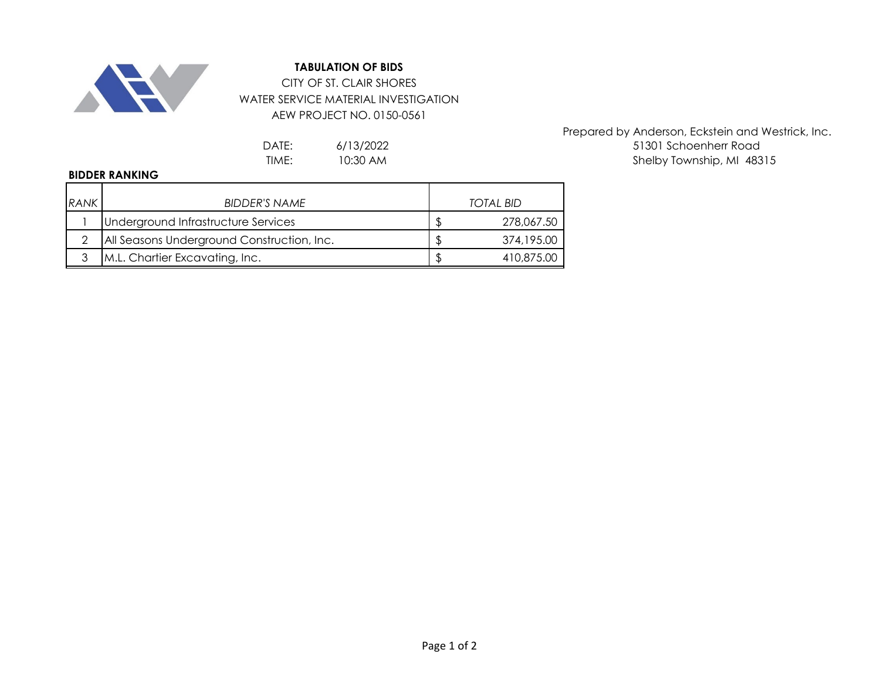# TABULATION OF BIDS

CITY OF ST. CLAIR SHORES
WATER SERVICE MATERIAL INVESTIGATION
AEW PROJECT NO. 0150-0561

DATE: 6/13/2022
TIME: 10:30 AM

Prepared by Anderson, Eckstein and Westrick, Inc.
51301 Schoenherr Road
Shelby Township, MI 48315

**BIDDER RANKING**

| *RANK* | *BIDDER'S NAME* | *TOTAL BID* |
|---|---|---|
| 1 | Underground Infrastructure Services | $ 278,067.50 |
| 2 | All Seasons Underground Construction, Inc. | $ 374,195.00 |
| 3 | M.L. Chartier Excavating, Inc. | $ 410,875.00 |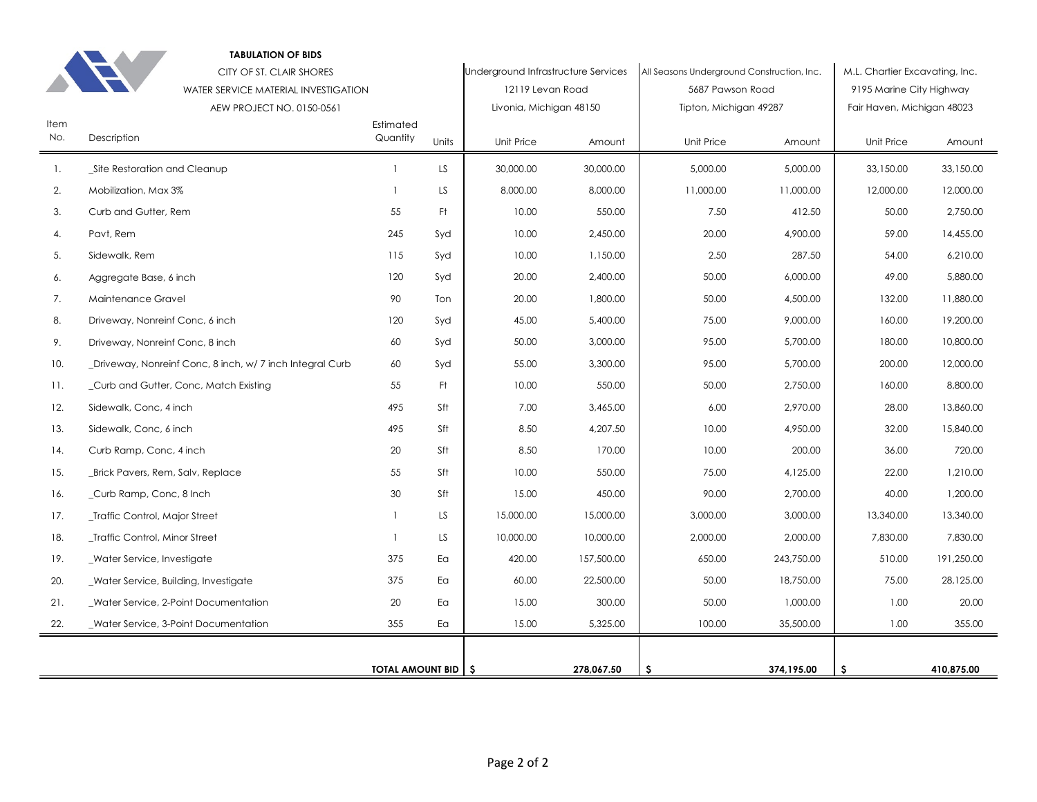**TABULATION OF BIDS**

CITY OF ST. CLAIR SHORES

WATER SERVICE MATERIAL INVESTIGATION

AEW PROJECT NO. 0150-0561

| | | | | Underground Infrastructure Services | | All Seasons Underground Construction, Inc. | | M.L. Chartier Excavating, Inc. | |
|---|---|---|---|---|---|---|---|---|---|
| | | | | 12119 Levan Road | | 5687 Pawson Road | | 9195 Marine City Highway | |
| | | | | Livonia, Michigan 48150 | | Tipton, Michigan 49287 | | Fair Haven, Michigan 48023 | |
| Item No. | Description | Estimated Quantity | Units | Unit Price | Amount | Unit Price | Amount | Unit Price | Amount |
| 1. | _Site Restoration and Cleanup | 1 | LS | 30,000.00 | 30,000.00 | 5,000.00 | 5,000.00 | 33,150.00 | 33,150.00 |
| 2. | Mobilization, Max 3% | 1 | LS | 8,000.00 | 8,000.00 | 11,000.00 | 11,000.00 | 12,000.00 | 12,000.00 |
| 3. | Curb and Gutter, Rem | 55 | Ft | 10.00 | 550.00 | 7.50 | 412.50 | 50.00 | 2,750.00 |
| 4. | Pavt, Rem | 245 | Syd | 10.00 | 2,450.00 | 20.00 | 4,900.00 | 59.00 | 14,455.00 |
| 5. | Sidewalk, Rem | 115 | Syd | 10.00 | 1,150.00 | 2.50 | 287.50 | 54.00 | 6,210.00 |
| 6. | Aggregate Base, 6 inch | 120 | Syd | 20.00 | 2,400.00 | 50.00 | 6,000.00 | 49.00 | 5,880.00 |
| 7. | Maintenance Gravel | 90 | Ton | 20.00 | 1,800.00 | 50.00 | 4,500.00 | 132.00 | 11,880.00 |
| 8. | Driveway, Nonreinf Conc, 6 inch | 120 | Syd | 45.00 | 5,400.00 | 75.00 | 9,000.00 | 160.00 | 19,200.00 |
| 9. | Driveway, Nonreinf Conc, 8 inch | 60 | Syd | 50.00 | 3,000.00 | 95.00 | 5,700.00 | 180.00 | 10,800.00 |
| 10. | _Driveway, Nonreinf Conc, 8 inch, w/ 7 inch Integral Curb | 60 | Syd | 55.00 | 3,300.00 | 95.00 | 5,700.00 | 200.00 | 12,000.00 |
| 11. | _Curb and Gutter, Conc, Match Existing | 55 | Ft | 10.00 | 550.00 | 50.00 | 2,750.00 | 160.00 | 8,800.00 |
| 12. | Sidewalk, Conc, 4 inch | 495 | Sft | 7.00 | 3,465.00 | 6.00 | 2,970.00 | 28.00 | 13,860.00 |
| 13. | Sidewalk, Conc, 6 inch | 495 | Sft | 8.50 | 4,207.50 | 10.00 | 4,950.00 | 32.00 | 15,840.00 |
| 14. | Curb Ramp, Conc, 4 inch | 20 | Sft | 8.50 | 170.00 | 10.00 | 200.00 | 36.00 | 720.00 |
| 15. | _Brick Pavers, Rem, Salv, Replace | 55 | Sft | 10.00 | 550.00 | 75.00 | 4,125.00 | 22.00 | 1,210.00 |
| 16. | _Curb Ramp, Conc, 8 Inch | 30 | Sft | 15.00 | 450.00 | 90.00 | 2,700.00 | 40.00 | 1,200.00 |
| 17. | _Traffic Control, Major Street | 1 | LS | 15,000.00 | 15,000.00 | 3,000.00 | 3,000.00 | 13,340.00 | 13,340.00 |
| 18. | _Traffic Control, Minor Street | 1 | LS | 10,000.00 | 10,000.00 | 2,000.00 | 2,000.00 | 7,830.00 | 7,830.00 |
| 19. | _Water Service, Investigate | 375 | Ea | 420.00 | 157,500.00 | 650.00 | 243,750.00 | 510.00 | 191,250.00 |
| 20. | _Water Service, Building, Investigate | 375 | Ea | 60.00 | 22,500.00 | 50.00 | 18,750.00 | 75.00 | 28,125.00 |
| 21. | _Water Service, 2-Point Documentation | 20 | Ea | 15.00 | 300.00 | 50.00 | 1,000.00 | 1.00 | 20.00 |
| 22. | _Water Service, 3-Point Documentation | 355 | Ea | 15.00 | 5,325.00 | 100.00 | 35,500.00 | 1.00 | 355.00 |
| | | **TOTAL AMOUNT BID** | | **$** | **278,067.50** | **$** | **374,195.00** | **$** | **410,875.00** |